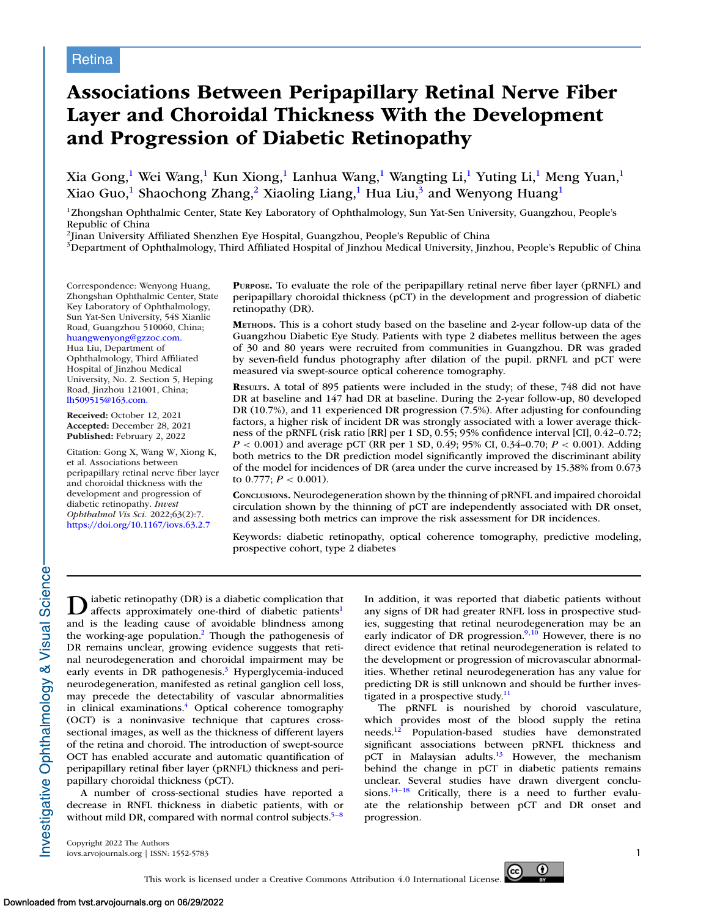Retina

# Associations Between Peripapillary Retinal Nerve Fiber Layer and Choroidal Thickness With the Development and Progression of Diabetic Retinopathy

Xia Gong,[1] Wei Wang,[1] Kun Xiong,[1] Lanhua Wang,[1] Wangting Li,[1] Yuting Li,[1] Meng Yuan,[1] Xiao Guo,[1] Shaochong Zhang,[2] Xiaoling Liang,[1] Hua Liu,[3] and Wenyong Huang[1]

[1]Zhongshan Ophthalmic Center, State Key Laboratory of Ophthalmology, Sun Yat-Sen University, Guangzhou, People's Republic of China
[2]Jinan University Affiliated Shenzhen Eye Hospital, Guangzhou, People's Republic of China
[3]Department of Ophthalmology, Third Affiliated Hospital of Jinzhou Medical University, Jinzhou, People's Republic of China

Correspondence: Wenyong Huang, Zhongshan Ophthalmic Center, State Key Laboratory of Ophthalmology, Sun Yat-Sen University, 54S Xianlie Road, Guangzhou 510060, China; huangwenyong@gzzoc.com.
Hua Liu, Department of Ophthalmology, Third Affiliated Hospital of Jinzhou Medical University, No. 2. Section 5, Heping Road, Jinzhou 121001, China; lh509515@163.com.

**Received:** October 12, 2021
**Accepted:** December 28, 2021
**Published:** February 2, 2022

Citation: Gong X, Wang W, Xiong K, et al. Associations between peripapillary retinal nerve fiber layer and choroidal thickness with the development and progression of diabetic retinopathy. *Invest Ophthalmol Vis Sci.* 2022;63(2):7. https://doi.org/10.1167/iovs.63.2.7

**Purpose.** To evaluate the role of the peripapillary retinal nerve fiber layer (pRNFL) and peripapillary choroidal thickness (pCT) in the development and progression of diabetic retinopathy (DR).

**Methods.** This is a cohort study based on the baseline and 2-year follow-up data of the Guangzhou Diabetic Eye Study. Patients with type 2 diabetes mellitus between the ages of 30 and 80 years were recruited from communities in Guangzhou. DR was graded by seven-field fundus photography after dilation of the pupil. pRNFL and pCT were measured via swept-source optical coherence tomography.

**Results.** A total of 895 patients were included in the study; of these, 748 did not have DR at baseline and 147 had DR at baseline. During the 2-year follow-up, 80 developed DR (10.7%), and 11 experienced DR progression (7.5%). After adjusting for confounding factors, a higher risk of incident DR was strongly associated with a lower average thickness of the pRNFL (risk ratio [RR] per 1 SD, 0.55; 95% confidence interval [CI], 0.42–0.72; $P < 0.001$) and average pCT (RR per 1 SD, 0.49; 95% CI, 0.34–0.70; $P < 0.001$). Adding both metrics to the DR prediction model significantly improved the discriminant ability of the model for incidences of DR (area under the curve increased by 15.38% from 0.673 to 0.777; $P < 0.001$).

**Conclusions.** Neurodegeneration shown by the thinning of pRNFL and impaired choroidal circulation shown by the thinning of pCT are independently associated with DR onset, and assessing both metrics can improve the risk assessment for DR incidences.

Keywords: diabetic retinopathy, optical coherence tomography, predictive modeling, prospective cohort, type 2 diabetes

Diabetic retinopathy (DR) is a diabetic complication that affects approximately one-third of diabetic patients[1] and is the leading cause of avoidable blindness among the working-age population.[2] Though the pathogenesis of DR remains unclear, growing evidence suggests that retinal neurodegeneration and choroidal impairment may be early events in DR pathogenesis.[3] Hyperglycemia-induced neurodegeneration, manifested as retinal ganglion cell loss, may precede the detectability of vascular abnormalities in clinical examinations.[4] Optical coherence tomography (OCT) is a noninvasive technique that captures cross-sectional images, as well as the thickness of different layers of the retina and choroid. The introduction of swept-source OCT has enabled accurate and automatic quantification of peripapillary retinal fiber layer (pRNFL) thickness and peripapillary choroidal thickness (pCT).

A number of cross-sectional studies have reported a decrease in RNFL thickness in diabetic patients, with or without mild DR, compared with normal control subjects.[5–8] In addition, it was reported that diabetic patients without any signs of DR had greater RNFL loss in prospective studies, suggesting that retinal neurodegeneration may be an early indicator of DR progression.[9,10] However, there is no direct evidence that retinal neurodegeneration is related to the development or progression of microvascular abnormalities. Whether retinal neurodegeneration has any value for predicting DR is still unknown and should be further investigated in a prospective study.[11]

The pRNFL is nourished by choroid vasculature, which provides most of the blood supply the retina needs.[12] Population-based studies have demonstrated significant associations between pRNFL thickness and pCT in Malaysian adults.[13] However, the mechanism behind the change in pCT in diabetic patients remains unclear. Several studies have drawn divergent conclusions.[14–18] Critically, there is a need to further evaluate the relationship between pCT and DR onset and progression.

Copyright 2022 The Authors
iovs.arvojournals.org | ISSN: 1552-5783

This work is licensed under a Creative Commons Attribution 4.0 International License.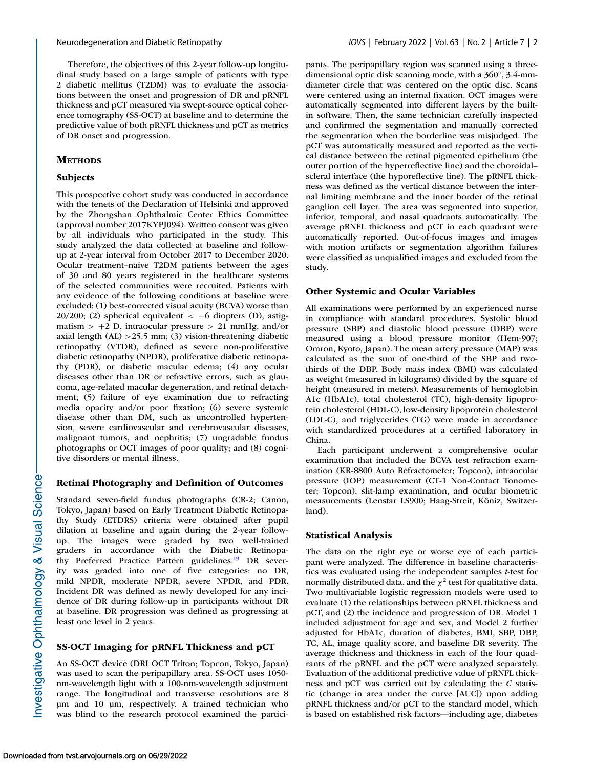Therefore, the objectives of this 2-year follow-up longitudinal study based on a large sample of patients with type 2 diabetic mellitus (T2DM) was to evaluate the associations between the onset and progression of DR and pRNFL thickness and pCT measured via swept-source optical coherence tomography (SS-OCT) at baseline and to determine the predictive value of both pRNFL thickness and pCT as metrics of DR onset and progression.

## METHODS

### Subjects

This prospective cohort study was conducted in accordance with the tenets of the Declaration of Helsinki and approved by the Zhongshan Ophthalmic Center Ethics Committee (approval number 2017KYPJ094). Written consent was given by all individuals who participated in the study. This study analyzed the data collected at baseline and follow-up at 2-year interval from October 2017 to December 2020. Ocular treatment–naïve T2DM patients between the ages of 30 and 80 years registered in the healthcare systems of the selected communities were recruited. Patients with any evidence of the following conditions at baseline were excluded: (1) best-corrected visual acuity (BCVA) worse than 20/200; (2) spherical equivalent < −6 diopters (D), astigmatism > +2 D, intraocular pressure > 21 mmHg, and/or axial length (AL) >25.5 mm; (3) vision-threatening diabetic retinopathy (VTDR), defined as severe non-proliferative diabetic retinopathy (NPDR), proliferative diabetic retinopathy (PDR), or diabetic macular edema; (4) any ocular diseases other than DR or refractive errors, such as glaucoma, age-related macular degeneration, and retinal detachment; (5) failure of eye examination due to refracting media opacity and/or poor fixation; (6) severe systemic disease other than DM, such as uncontrolled hypertension, severe cardiovascular and cerebrovascular diseases, malignant tumors, and nephritis; (7) ungradable fundus photographs or OCT images of poor quality; and (8) cognitive disorders or mental illness.

### Retinal Photography and Definition of Outcomes

Standard seven-field fundus photographs (CR-2; Canon, Tokyo, Japan) based on Early Treatment Diabetic Retinopathy Study (ETDRS) criteria were obtained after pupil dilation at baseline and again during the 2-year follow-up. The images were graded by two well-trained graders in accordance with the Diabetic Retinopathy Preferred Practice Pattern guidelines.[19] DR severity was graded into one of five categories: no DR, mild NPDR, moderate NPDR, severe NPDR, and PDR. Incident DR was defined as newly developed for any incidence of DR during follow-up in participants without DR at baseline. DR progression was defined as progressing at least one level in 2 years.

### SS-OCT Imaging for pRNFL Thickness and pCT

An SS-OCT device (DRI OCT Triton; Topcon, Tokyo, Japan) was used to scan the peripapillary area. SS-OCT uses 1050-nm-wavelength light with a 100-nm-wavelength adjustment range. The longitudinal and transverse resolutions are 8 µm and 10 µm, respectively. A trained technician who was blind to the research protocol examined the participants. The peripapillary region was scanned using a three-dimensional optic disk scanning mode, with a 360°, 3.4-mm-diameter circle that was centered on the optic disc. Scans were centered using an internal fixation. OCT images were automatically segmented into different layers by the built-in software. Then, the same technician carefully inspected and confirmed the segmentation and manually corrected the segmentation when the borderline was misjudged. The pCT was automatically measured and reported as the vertical distance between the retinal pigmented epithelium (the outer portion of the hyperreflective line) and the choroidal–scleral interface (the hyporeflective line). The pRNFL thickness was defined as the vertical distance between the internal limiting membrane and the inner border of the retinal ganglion cell layer. The area was segmented into superior, inferior, temporal, and nasal quadrants automatically. The average pRNFL thickness and pCT in each quadrant were automatically reported. Out-of-focus images and images with motion artifacts or segmentation algorithm failures were classified as unqualified images and excluded from the study.

### Other Systemic and Ocular Variables

All examinations were performed by an experienced nurse in compliance with standard procedures. Systolic blood pressure (SBP) and diastolic blood pressure (DBP) were measured using a blood pressure monitor (Hem-907; Omron, Kyoto, Japan). The mean artery pressure (MAP) was calculated as the sum of one-third of the SBP and two-thirds of the DBP. Body mass index (BMI) was calculated as weight (measured in kilograms) divided by the square of height (measured in meters). Measurements of hemoglobin A1c (HbA1c), total cholesterol (TC), high-density lipoprotein cholesterol (HDL-C), low-density lipoprotein cholesterol (LDL-C), and triglycerides (TG) were made in accordance with standardized procedures at a certified laboratory in China.

Each participant underwent a comprehensive ocular examination that included the BCVA test refraction examination (KR-8800 Auto Refractometer; Topcon), intraocular pressure (IOP) measurement (CT-1 Non-Contact Tonometer; Topcon), slit-lamp examination, and ocular biometric measurements (Lenstar LS900; Haag-Streit, Köniz, Switzerland).

### Statistical Analysis

The data on the right eye or worse eye of each participant were analyzed. The difference in baseline characteristics was evaluated using the independent samples *t*-test for normally distributed data, and the $\chi^2$ test for qualitative data. Two multivariable logistic regression models were used to evaluate (1) the relationships between pRNFL thickness and pCT, and (2) the incidence and progression of DR. Model 1 included adjustment for age and sex, and Model 2 further adjusted for HbA1c, duration of diabetes, BMI, SBP, DBP, TC, AL, image quality score, and baseline DR severity. The average thickness and thickness in each of the four quadrants of the pRNFL and the pCT were analyzed separately. Evaluation of the additional predictive value of pRNFL thickness and pCT was carried out by calculating the *C* statistic (change in area under the curve [AUC]) upon adding pRNFL thickness and/or pCT to the standard model, which is based on established risk factors—including age, diabetes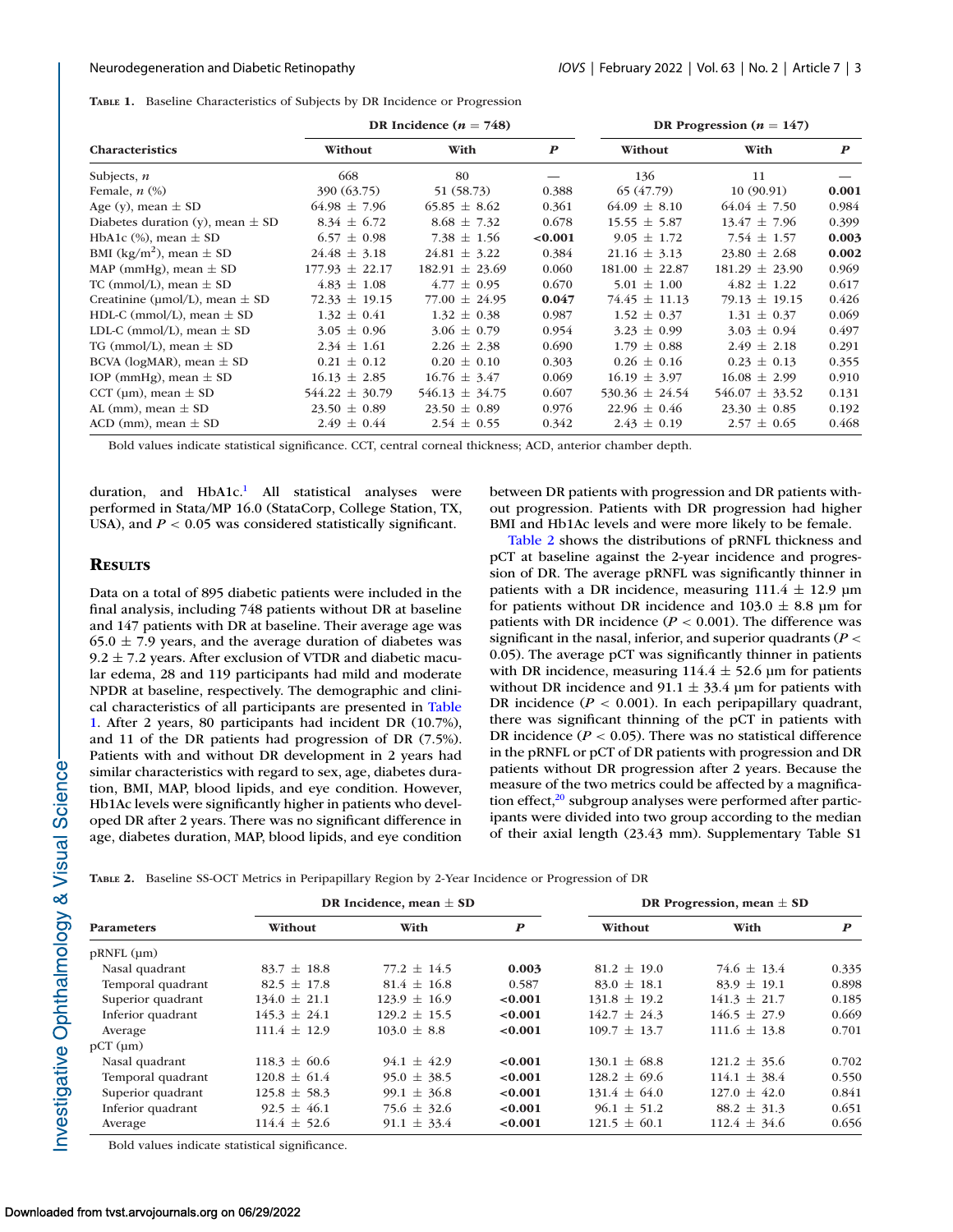**Table 1.** Baseline Characteristics of Subjects by DR Incidence or Progression

| Characteristics | DR Incidence ($n$ = 748) | | | DR Progression ($n$ = 147) | | |
|---|---|---|---|---|---|---|
| | Without | With | *P* | Without | With | *P* |
| Subjects, *n* | 668 | 80 | — | 136 | 11 | — |
| Female, *n* (%) | 390 (63.75) | 51 (58.73) | 0.388 | 65 (47.79) | 10 (90.91) | **0.001** |
| Age (y), mean ± SD | 64.98 ± 7.96 | 65.85 ± 8.62 | 0.361 | 64.09 ± 8.10 | 64.04 ± 7.50 | 0.984 |
| Diabetes duration (y), mean ± SD | 8.34 ± 6.72 | 8.68 ± 7.32 | 0.678 | 15.55 ± 5.87 | 13.47 ± 7.96 | 0.399 |
| HbA1c (%), mean ± SD | 6.57 ± 0.98 | 7.38 ± 1.56 | **<0.001** | 9.05 ± 1.72 | 7.54 ± 1.57 | **0.003** |
| BMI (kg/m$^2$), mean ± SD | 24.48 ± 3.18 | 24.81 ± 3.22 | 0.384 | 21.16 ± 3.13 | 23.80 ± 2.68 | **0.002** |
| MAP (mmHg), mean ± SD | 177.93 ± 22.17 | 182.91 ± 23.69 | 0.060 | 181.00 ± 22.87 | 181.29 ± 23.90 | 0.969 |
| TC (mmol/L), mean ± SD | 4.83 ± 1.08 | 4.77 ± 0.95 | 0.670 | 5.01 ± 1.00 | 4.82 ± 1.22 | 0.617 |
| Creatinine (μmol/L), mean ± SD | 72.33 ± 19.15 | 77.00 ± 24.95 | **0.047** | 74.45 ± 11.13 | 79.13 ± 19.15 | 0.426 |
| HDL-C (mmol/L), mean ± SD | 1.32 ± 0.41 | 1.32 ± 0.38 | 0.987 | 1.52 ± 0.37 | 1.31 ± 0.37 | 0.069 |
| LDL-C (mmol/L), mean ± SD | 3.05 ± 0.96 | 3.06 ± 0.79 | 0.954 | 3.23 ± 0.99 | 3.03 ± 0.94 | 0.497 |
| TG (mmol/L), mean ± SD | 2.34 ± 1.61 | 2.26 ± 2.38 | 0.690 | 1.79 ± 0.88 | 2.49 ± 2.18 | 0.291 |
| BCVA (logMAR), mean ± SD | 0.21 ± 0.12 | 0.20 ± 0.10 | 0.303 | 0.26 ± 0.16 | 0.23 ± 0.13 | 0.355 |
| IOP (mmHg), mean ± SD | 16.13 ± 2.85 | 16.76 ± 3.47 | 0.069 | 16.19 ± 3.97 | 16.08 ± 2.99 | 0.910 |
| CCT (μm), mean ± SD | 544.22 ± 30.79 | 546.13 ± 34.75 | 0.607 | 530.36 ± 24.54 | 546.07 ± 33.52 | 0.131 |
| AL (mm), mean ± SD | 23.50 ± 0.89 | 23.50 ± 0.89 | 0.976 | 22.96 ± 0.46 | 23.30 ± 0.85 | 0.192 |
| ACD (mm), mean ± SD | 2.49 ± 0.44 | 2.54 ± 0.55 | 0.342 | 2.43 ± 0.19 | 2.57 ± 0.65 | 0.468 |

Bold values indicate statistical significance. CCT, central corneal thickness; ACD, anterior chamber depth.

duration, and HbA1c.[1] All statistical analyses were performed in Stata/MP 16.0 (StataCorp, College Station, TX, USA), and $P < 0.05$ was considered statistically significant.

## Results

Data on a total of 895 diabetic patients were included in the final analysis, including 748 patients without DR at baseline and 147 patients with DR at baseline. Their average age was 65.0 ± 7.9 years, and the average duration of diabetes was 9.2 ± 7.2 years. After exclusion of VTDR and diabetic macular edema, 28 and 119 participants had mild and moderate NPDR at baseline, respectively. The demographic and clinical characteristics of all participants are presented in Table 1. After 2 years, 80 participants had incident DR (10.7%), and 11 of the DR patients had progression of DR (7.5%). Patients with and without DR development in 2 years had similar characteristics with regard to sex, age, diabetes duration, BMI, MAP, blood lipids, and eye condition. However, Hb1Ac levels were significantly higher in patients who developed DR after 2 years. There was no significant difference in age, diabetes duration, MAP, blood lipids, and eye condition between DR patients with progression and DR patients without progression. Patients with DR progression had higher BMI and Hb1Ac levels and were more likely to be female.

Table 2 shows the distributions of pRNFL thickness and pCT at baseline against the 2-year incidence and progression of DR. The average pRNFL was significantly thinner in patients with a DR incidence, measuring 111.4 ± 12.9 μm for patients without DR incidence and 103.0 ± 8.8 μm for patients with DR incidence ($P < 0.001$). The difference was significant in the nasal, inferior, and superior quadrants ($P < 0.05$). The average pCT was significantly thinner in patients with DR incidence, measuring 114.4 ± 52.6 μm for patients without DR incidence and 91.1 ± 33.4 μm for patients with DR incidence ($P < 0.001$). In each peripapillary quadrant, there was significant thinning of the pCT in patients with DR incidence ($P < 0.05$). There was no statistical difference in the pRNFL or pCT of DR patients with progression and DR patients without DR progression after 2 years. Because the measure of the two metrics could be affected by a magnification effect,[20] subgroup analyses were performed after participants were divided into two group according to the median of their axial length (23.43 mm). Supplementary Table S1

**Table 2.** Baseline SS-OCT Metrics in Peripapillary Region by 2-Year Incidence or Progression of DR

| Parameters | DR Incidence, mean ± SD | | | DR Progression, mean ± SD | | |
|---|---|---|---|---|---|---|
| | Without | With | *P* | Without | With | *P* |
| pRNFL (μm) | | | | | | |
| Nasal quadrant | 83.7 ± 18.8 | 77.2 ± 14.5 | **0.003** | 81.2 ± 19.0 | 74.6 ± 13.4 | 0.335 |
| Temporal quadrant | 82.5 ± 17.8 | 81.4 ± 16.8 | 0.587 | 83.0 ± 18.1 | 83.9 ± 19.1 | 0.898 |
| Superior quadrant | 134.0 ± 21.1 | 123.9 ± 16.9 | **<0.001** | 131.8 ± 19.2 | 141.3 ± 21.7 | 0.185 |
| Inferior quadrant | 145.3 ± 24.1 | 129.2 ± 15.5 | **<0.001** | 142.7 ± 24.3 | 146.5 ± 27.9 | 0.669 |
| Average | 111.4 ± 12.9 | 103.0 ± 8.8 | **<0.001** | 109.7 ± 13.7 | 111.6 ± 13.8 | 0.701 |
| pCT (μm) | | | | | | |
| Nasal quadrant | 118.3 ± 60.6 | 94.1 ± 42.9 | **<0.001** | 130.1 ± 68.8 | 121.2 ± 35.6 | 0.702 |
| Temporal quadrant | 120.8 ± 61.4 | 95.0 ± 38.5 | **<0.001** | 128.2 ± 69.6 | 114.1 ± 38.4 | 0.550 |
| Superior quadrant | 125.8 ± 58.3 | 99.1 ± 36.8 | **<0.001** | 131.4 ± 64.0 | 127.0 ± 42.0 | 0.841 |
| Inferior quadrant | 92.5 ± 46.1 | 75.6 ± 32.6 | **<0.001** | 96.1 ± 51.2 | 88.2 ± 31.3 | 0.651 |
| Average | 114.4 ± 52.6 | 91.1 ± 33.4 | **<0.001** | 121.5 ± 60.1 | 112.4 ± 34.6 | 0.656 |

Bold values indicate statistical significance.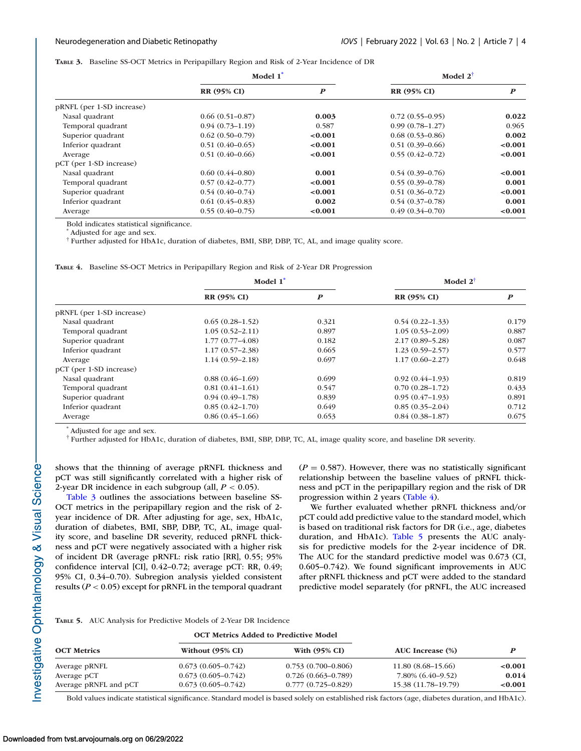**Table 3.** Baseline SS-OCT Metrics in Peripapillary Region and Risk of 2-Year Incidence of DR

| | Model 1* | | Model 2† | |
|---|---|---|---|---|
| | RR (95% CI) | P | RR (95% CI) | P |
| pRNFL (per 1-SD increase) | | | | |
| Nasal quadrant | 0.66 (0.51–0.87) | **0.003** | 0.72 (0.55–0.95) | **0.022** |
| Temporal quadrant | 0.94 (0.73–1.19) | 0.587 | 0.99 (0.78–1.27) | 0.965 |
| Superior quadrant | 0.62 (0.50–0.79) | **<0.001** | 0.68 (0.53–0.86) | **0.002** |
| Inferior quadrant | 0.51 (0.40–0.65) | **<0.001** | 0.51 (0.39–0.66) | **<0.001** |
| Average | 0.51 (0.40–0.66) | **<0.001** | 0.55 (0.42–0.72) | **<0.001** |
| pCT (per 1-SD increase) | | | | |
| Nasal quadrant | 0.60 (0.44–0.80) | **0.001** | 0.54 (0.39–0.76) | **<0.001** |
| Temporal quadrant | 0.57 (0.42–0.77) | **<0.001** | 0.55 (0.39–0.78) | **0.001** |
| Superior quadrant | 0.54 (0.40–0.74) | **<0.001** | 0.51 (0.36–0.72) | **<0.001** |
| Inferior quadrant | 0.61 (0.45–0.83) | **0.002** | 0.54 (0.37–0.78) | **0.001** |
| Average | 0.55 (0.40–0.75) | **<0.001** | 0.49 (0.34–0.70) | **<0.001** |

Bold indicates statistical significance.

* Adjusted for age and sex.

† Further adjusted for HbA1c, duration of diabetes, BMI, SBP, DBP, TC, AL, and image quality score.

**Table 4.** Baseline SS-OCT Metrics in Peripapillary Region and Risk of 2-Year DR Progression

| | Model 1* | | Model 2† | |
|---|---|---|---|---|
| | RR (95% CI) | P | RR (95% CI) | P |
| pRNFL (per 1-SD increase) | | | | |
| Nasal quadrant | 0.65 (0.28–1.52) | 0.321 | 0.54 (0.22–1.33) | 0.179 |
| Temporal quadrant | 1.05 (0.52–2.11) | 0.897 | 1.05 (0.53–2.09) | 0.887 |
| Superior quadrant | 1.77 (0.77–4.08) | 0.182 | 2.17 (0.89–5.28) | 0.087 |
| Inferior quadrant | 1.17 (0.57–2.38) | 0.665 | 1.23 (0.59–2.57) | 0.577 |
| Average | 1.14 (0.59–2.18) | 0.697 | 1.17 (0.60–2.27) | 0.648 |
| pCT (per 1-SD increase) | | | | |
| Nasal quadrant | 0.88 (0.46–1.69) | 0.699 | 0.92 (0.44–1.93) | 0.819 |
| Temporal quadrant | 0.81 (0.41–1.61) | 0.547 | 0.70 (0.28–1.72) | 0.433 |
| Superior quadrant | 0.94 (0.49–1.78) | 0.839 | 0.95 (0.47–1.93) | 0.891 |
| Inferior quadrant | 0.85 (0.42–1.70) | 0.649 | 0.85 (0.35–2.04) | 0.712 |
| Average | 0.86 (0.45–1.66) | 0.653 | 0.84 (0.38–1.87) | 0.675 |

* Adjusted for age and sex.

† Further adjusted for HbA1c, duration of diabetes, BMI, SBP, DBP, TC, AL, image quality score, and baseline DR severity.

shows that the thinning of average pRNFL thickness and pCT was still significantly correlated with a higher risk of 2-year DR incidence in each subgroup (all, $P < 0.05$).

Table 3 outlines the associations between baseline SS-OCT metrics in the peripapillary region and the risk of 2-year incidence of DR. After adjusting for age, sex, HbA1c, duration of diabetes, BMI, SBP, DBP, TC, AL, image quality score, and baseline DR severity, reduced pRNFL thickness and pCT were negatively associated with a higher risk of incident DR (average pRNFL: risk ratio [RR], 0.55; 95% confidence interval [CI], 0.42–0.72; average pCT: RR, 0.49; 95% CI, 0.34–0.70). Subregion analysis yielded consistent results ($P < 0.05$) except for pRNFL in the temporal quadrant ($P = 0.587$). However, there was no statistically significant relationship between the baseline values of pRNFL thickness and pCT in the peripapillary region and the risk of DR progression within 2 years (Table 4).

We further evaluated whether pRNFL thickness and/or pCT could add predictive value to the standard model, which is based on traditional risk factors for DR (i.e., age, diabetes duration, and HbA1c). Table 5 presents the AUC analysis for predictive models for the 2-year incidence of DR. The AUC for the standard predictive model was 0.673 (CI, 0.605–0.742). We found significant improvements in AUC after pRNFL thickness and pCT were added to the standard predictive model separately (for pRNFL, the AUC increased

**Table 5.** AUC Analysis for Predictive Models of 2-Year DR Incidence

| | OCT Metrics Added to Predictive Model | | | |
|---|---|---|---|---|
| OCT Metrics | Without (95% CI) | With (95% CI) | AUC Increase (%) | P |
| Average pRNFL | 0.673 (0.605–0.742) | 0.753 (0.700–0.806) | 11.80 (8.68–15.66) | **<0.001** |
| Average pCT | 0.673 (0.605–0.742) | 0.726 (0.663–0.789) | 7.80% (6.40–9.52) | **0.014** |
| Average pRNFL and pCT | 0.673 (0.605–0.742) | 0.777 (0.725–0.829) | 15.38 (11.78–19.79) | **<0.001** |

Bold values indicate statistical significance. Standard model is based solely on established risk factors (age, diabetes duration, and HbA1c).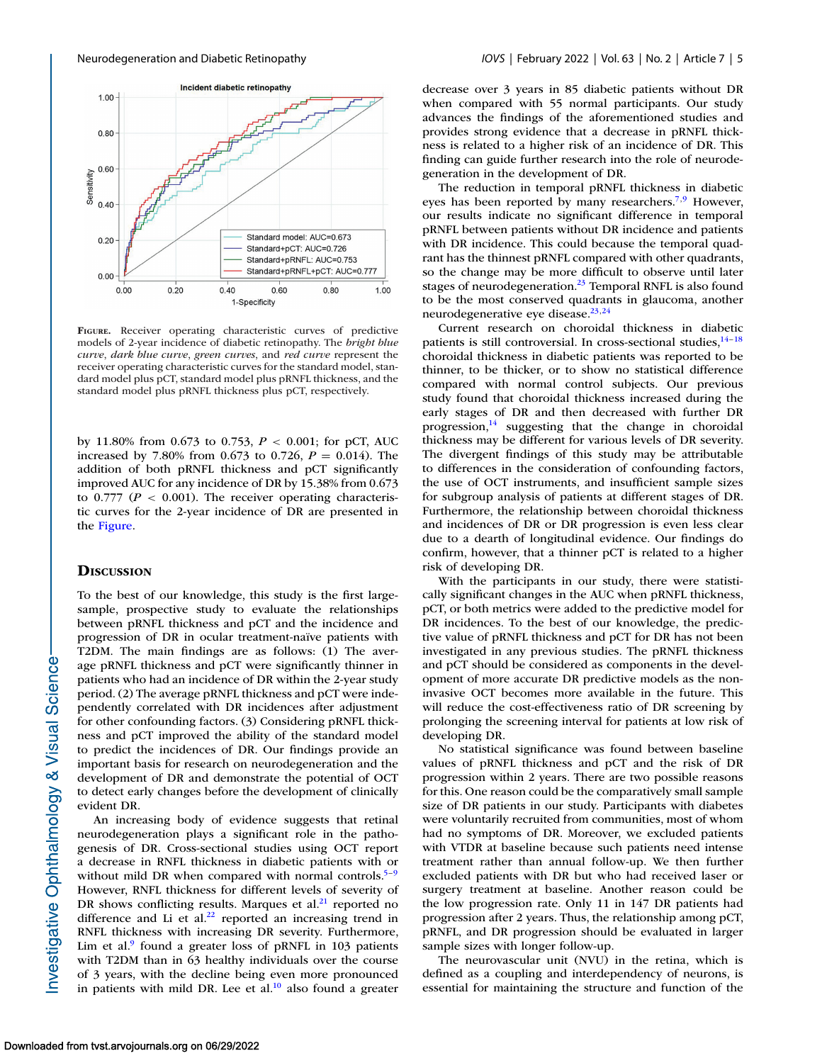**Figure.** Receiver operating characteristic curves of predictive models of 2-year incidence of diabetic retinopathy. The *bright blue curve*, *dark blue curve*, *green curves*, and *red curve* represent the receiver operating characteristic curves for the standard model, standard model plus pCT, standard model plus pRNFL thickness, and the standard model plus pRNFL thickness plus pCT, respectively.

by 11.80% from 0.673 to 0.753, $P < 0.001$; for pCT, AUC increased by 7.80% from 0.673 to 0.726, $P = 0.014$). The addition of both pRNFL thickness and pCT significantly improved AUC for any incidence of DR by 15.38% from 0.673 to 0.777 ($P < 0.001$). The receiver operating characteristic curves for the 2-year incidence of DR are presented in the Figure.

## Discussion

To the best of our knowledge, this study is the first large-sample, prospective study to evaluate the relationships between pRNFL thickness and pCT and the incidence and progression of DR in ocular treatment-naïve patients with T2DM. The main findings are as follows: (1) The average pRNFL thickness and pCT were significantly thinner in patients who had an incidence of DR within the 2-year study period. (2) The average pRNFL thickness and pCT were independently correlated with DR incidences after adjustment for other confounding factors. (3) Considering pRNFL thickness and pCT improved the ability of the standard model to predict the incidences of DR. Our findings provide an important basis for research on neurodegeneration and the development of DR and demonstrate the potential of OCT to detect early changes before the development of clinically evident DR.

An increasing body of evidence suggests that retinal neurodegeneration plays a significant role in the pathogenesis of DR. Cross-sectional studies using OCT report a decrease in RNFL thickness in diabetic patients with or without mild DR when compared with normal controls.[5–9] However, RNFL thickness for different levels of severity of DR shows conflicting results. Marques et al.[21] reported no difference and Li et al.[22] reported an increasing trend in RNFL thickness with increasing DR severity. Furthermore, Lim et al.[9] found a greater loss of pRNFL in 103 patients with T2DM than in 63 healthy individuals over the course of 3 years, with the decline being even more pronounced in patients with mild DR. Lee et al.[10] also found a greater decrease over 3 years in 85 diabetic patients without DR when compared with 55 normal participants. Our study advances the findings of the aforementioned studies and provides strong evidence that a decrease in pRNFL thickness is related to a higher risk of an incidence of DR. This finding can guide further research into the role of neurodegeneration in the development of DR.

The reduction in temporal pRNFL thickness in diabetic eyes has been reported by many researchers.[7,9] However, our results indicate no significant difference in temporal pRNFL between patients without DR incidence and patients with DR incidence. This could because the temporal quadrant has the thinnest pRNFL compared with other quadrants, so the change may be more difficult to observe until later stages of neurodegeneration.[23] Temporal RNFL is also found to be the most conserved quadrants in glaucoma, another neurodegenerative eye disease.[23,24]

Current research on choroidal thickness in diabetic patients is still controversial. In cross-sectional studies,[14–18] choroidal thickness in diabetic patients was reported to be thinner, to be thicker, or to show no statistical difference compared with normal control subjects. Our previous study found that choroidal thickness increased during the early stages of DR and then decreased with further DR progression,[14] suggesting that the change in choroidal thickness may be different for various levels of DR severity. The divergent findings of this study may be attributable to differences in the consideration of confounding factors, the use of OCT instruments, and insufficient sample sizes for subgroup analysis of patients at different stages of DR. Furthermore, the relationship between choroidal thickness and incidences of DR or DR progression is even less clear due to a dearth of longitudinal evidence. Our findings do confirm, however, that a thinner pCT is related to a higher risk of developing DR.

With the participants in our study, there were statistically significant changes in the AUC when pRNFL thickness, pCT, or both metrics were added to the predictive model for DR incidences. To the best of our knowledge, the predictive value of pRNFL thickness and pCT for DR has not been investigated in any previous studies. The pRNFL thickness and pCT should be considered as components in the development of more accurate DR predictive models as the noninvasive OCT becomes more available in the future. This will reduce the cost-effectiveness ratio of DR screening by prolonging the screening interval for patients at low risk of developing DR.

No statistical significance was found between baseline values of pRNFL thickness and pCT and the risk of DR progression within 2 years. There are two possible reasons for this. One reason could be the comparatively small sample size of DR patients in our study. Participants with diabetes were voluntarily recruited from communities, most of whom had no symptoms of DR. Moreover, we excluded patients with VTDR at baseline because such patients need intense treatment rather than annual follow-up. We then further excluded patients with DR but who had received laser or surgery treatment at baseline. Another reason could be the low progression rate. Only 11 in 147 DR patients had progression after 2 years. Thus, the relationship among pCT, pRNFL, and DR progression should be evaluated in larger sample sizes with longer follow-up.

The neurovascular unit (NVU) in the retina, which is defined as a coupling and interdependency of neurons, is essential for maintaining the structure and function of the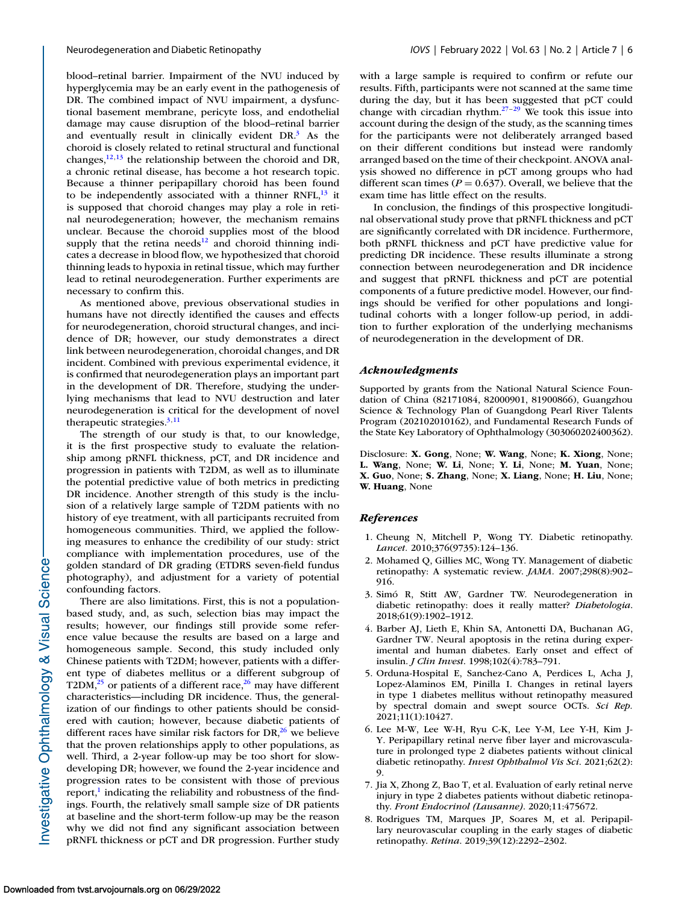blood–retinal barrier. Impairment of the NVU induced by hyperglycemia may be an early event in the pathogenesis of DR. The combined impact of NVU impairment, a dysfunctional basement membrane, pericyte loss, and endothelial damage may cause disruption of the blood–retinal barrier and eventually result in clinically evident DR.[3] As the choroid is closely related to retinal structural and functional changes,[12,13] the relationship between the choroid and DR, a chronic retinal disease, has become a hot research topic. Because a thinner peripapillary choroid has been found to be independently associated with a thinner RNFL,[13] it is supposed that choroid changes may play a role in retinal neurodegeneration; however, the mechanism remains unclear. Because the choroid supplies most of the blood supply that the retina needs[12] and choroid thinning indicates a decrease in blood flow, we hypothesized that choroid thinning leads to hypoxia in retinal tissue, which may further lead to retinal neurodegeneration. Further experiments are necessary to confirm this.

As mentioned above, previous observational studies in humans have not directly identified the causes and effects for neurodegeneration, choroid structural changes, and incidence of DR; however, our study demonstrates a direct link between neurodegeneration, choroidal changes, and DR incident. Combined with previous experimental evidence, it is confirmed that neurodegeneration plays an important part in the development of DR. Therefore, studying the underlying mechanisms that lead to NVU destruction and later neurodegeneration is critical for the development of novel therapeutic strategies.[3,11]

The strength of our study is that, to our knowledge, it is the first prospective study to evaluate the relationship among pRNFL thickness, pCT, and DR incidence and progression in patients with T2DM, as well as to illuminate the potential predictive value of both metrics in predicting DR incidence. Another strength of this study is the inclusion of a relatively large sample of T2DM patients with no history of eye treatment, with all participants recruited from homogeneous communities. Third, we applied the following measures to enhance the credibility of our study: strict compliance with implementation procedures, use of the golden standard of DR grading (ETDRS seven-field fundus photography), and adjustment for a variety of potential confounding factors.

There are also limitations. First, this is not a population-based study, and, as such, selection bias may impact the results; however, our findings still provide some reference value because the results are based on a large and homogeneous sample. Second, this study included only Chinese patients with T2DM; however, patients with a different type of diabetes mellitus or a different subgroup of T2DM,[25] or patients of a different race,[26] may have different characteristics—including DR incidence. Thus, the generalization of our findings to other patients should be considered with caution; however, because diabetic patients of different races have similar risk factors for DR,[26] we believe that the proven relationships apply to other populations, as well. Third, a 2-year follow-up may be too short for slow-developing DR; however, we found the 2-year incidence and progression rates to be consistent with those of previous report,[1] indicating the reliability and robustness of the findings. Fourth, the relatively small sample size of DR patients at baseline and the short-term follow-up may be the reason why we did not find any significant association between pRNFL thickness or pCT and DR progression. Further study with a large sample is required to confirm or refute our results. Fifth, participants were not scanned at the same time during the day, but it has been suggested that pCT could change with circadian rhythm.[27–29] We took this issue into account during the design of the study, as the scanning times for the participants were not deliberately arranged based on their different conditions but instead were randomly arranged based on the time of their checkpoint. ANOVA analysis showed no difference in pCT among groups who had different scan times ($P = 0.637$). Overall, we believe that the exam time has little effect on the results.

In conclusion, the findings of this prospective longitudinal observational study prove that pRNFL thickness and pCT are significantly correlated with DR incidence. Furthermore, both pRNFL thickness and pCT have predictive value for predicting DR incidence. These results illuminate a strong connection between neurodegeneration and DR incidence and suggest that pRNFL thickness and pCT are potential components of a future predictive model. However, our findings should be verified for other populations and longitudinal cohorts with a longer follow-up period, in addition to further exploration of the underlying mechanisms of neurodegeneration in the development of DR.

## Acknowledgments

Supported by grants from the National Natural Science Foundation of China (82171084, 82000901, 81900866), Guangzhou Science & Technology Plan of Guangdong Pearl River Talents Program (202102010162), and Fundamental Research Funds of the State Key Laboratory of Ophthalmology (303060202400362).

Disclosure: **X. Gong**, None; **W. Wang**, None; **K. Xiong**, None; **L. Wang**, None; **W. Li**, None; **Y. Li**, None; **M. Yuan**, None; **X. Guo**, None; **S. Zhang**, None; **X. Liang**, None; **H. Liu**, None; **W. Huang**, None

## References

1. Cheung N, Mitchell P, Wong TY. Diabetic retinopathy. *Lancet*. 2010;376(9735):124–136.
2. Mohamed Q, Gillies MC, Wong TY. Management of diabetic retinopathy: A systematic review. *JAMA*. 2007;298(8):902–916.
3. Simó R, Stitt AW, Gardner TW. Neurodegeneration in diabetic retinopathy: does it really matter? *Diabetologia*. 2018;61(9):1902–1912.
4. Barber AJ, Lieth E, Khin SA, Antonetti DA, Buchanan AG, Gardner TW. Neural apoptosis in the retina during experimental and human diabetes. Early onset and effect of insulin. *J Clin Invest*. 1998;102(4):783–791.
5. Orduna-Hospital E, Sanchez-Cano A, Perdices L, Acha J, Lopez-Alaminos EM, Pinilla I. Changes in retinal layers in type 1 diabetes mellitus without retinopathy measured by spectral domain and swept source OCTs. *Sci Rep*. 2021;11(1):10427.
6. Lee M-W, Lee W-H, Ryu C-K, Lee Y-M, Lee Y-H, Kim J-Y. Peripapillary retinal nerve fiber layer and microvasculature in prolonged type 2 diabetes patients without clinical diabetic retinopathy. *Invest Ophthalmol Vis Sci*. 2021;62(2):9.
7. Jia X, Zhong Z, Bao T, et al. Evaluation of early retinal nerve injury in type 2 diabetes patients without diabetic retinopathy. *Front Endocrinol (Lausanne)*. 2020;11:475672.
8. Rodrigues TM, Marques JP, Soares M, et al. Peripapillary neurovascular coupling in the early stages of diabetic retinopathy. *Retina*. 2019;39(12):2292–2302.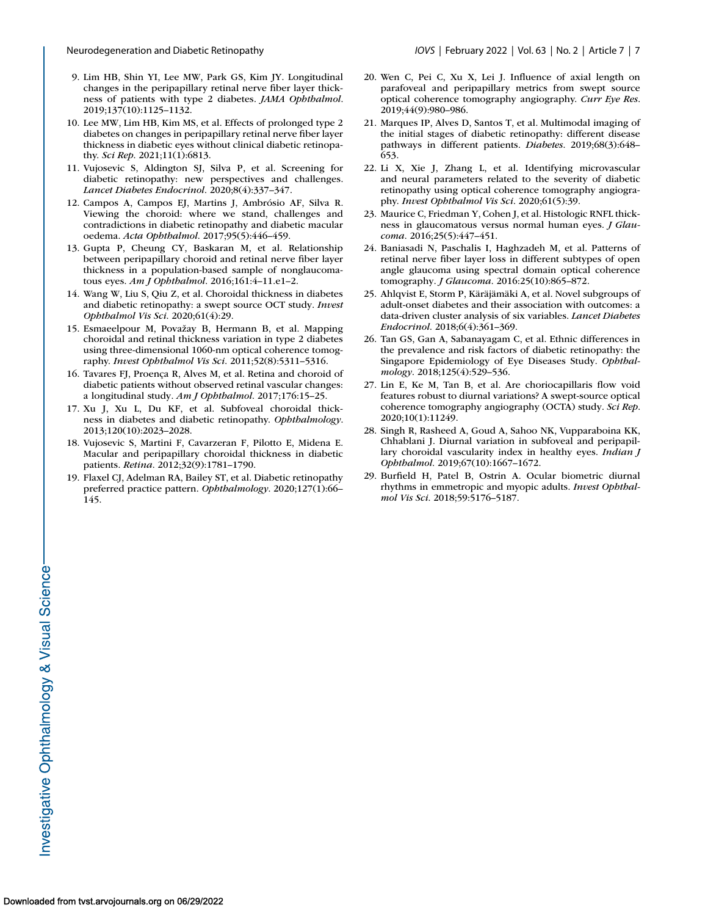9. Lim HB, Shin YI, Lee MW, Park GS, Kim JY. Longitudinal changes in the peripapillary retinal nerve fiber layer thickness of patients with type 2 diabetes. *JAMA Ophthalmol*. 2019;137(10):1125–1132.
10. Lee MW, Lim HB, Kim MS, et al. Effects of prolonged type 2 diabetes on changes in peripapillary retinal nerve fiber layer thickness in diabetic eyes without clinical diabetic retinopathy. *Sci Rep*. 2021;11(1):6813.
11. Vujosevic S, Aldington SJ, Silva P, et al. Screening for diabetic retinopathy: new perspectives and challenges. *Lancet Diabetes Endocrinol*. 2020;8(4):337–347.
12. Campos A, Campos EJ, Martins J, Ambrósio AF, Silva R. Viewing the choroid: where we stand, challenges and contradictions in diabetic retinopathy and diabetic macular oedema. *Acta Ophthalmol*. 2017;95(5):446–459.
13. Gupta P, Cheung CY, Baskaran M, et al. Relationship between peripapillary choroid and retinal nerve fiber layer thickness in a population-based sample of nonglaucomatous eyes. *Am J Ophthalmol*. 2016;161:4–11.e1–2.
14. Wang W, Liu S, Qiu Z, et al. Choroidal thickness in diabetes and diabetic retinopathy: a swept source OCT study. *Invest Ophthalmol Vis Sci*. 2020;61(4):29.
15. Esmaeelpour M, Považay B, Hermann B, et al. Mapping choroidal and retinal thickness variation in type 2 diabetes using three-dimensional 1060-nm optical coherence tomography. *Invest Ophthalmol Vis Sci*. 2011;52(8):5311–5316.
16. Tavares FJ, Proença R, Alves M, et al. Retina and choroid of diabetic patients without observed retinal vascular changes: a longitudinal study. *Am J Ophthalmol*. 2017;176:15–25.
17. Xu J, Xu L, Du KF, et al. Subfoveal choroidal thickness in diabetes and diabetic retinopathy. *Ophthalmology*. 2013;120(10):2023–2028.
18. Vujosevic S, Martini F, Cavarzeran F, Pilotto E, Midena E. Macular and peripapillary choroidal thickness in diabetic patients. *Retina*. 2012;32(9):1781–1790.
19. Flaxel CJ, Adelman RA, Bailey ST, et al. Diabetic retinopathy preferred practice pattern. *Ophthalmology*. 2020;127(1):66–145.
20. Wen C, Pei C, Xu X, Lei J. Influence of axial length on parafoveal and peripapillary metrics from swept source optical coherence tomography angiography. *Curr Eye Res*. 2019;44(9):980–986.
21. Marques IP, Alves D, Santos T, et al. Multimodal imaging of the initial stages of diabetic retinopathy: different disease pathways in different patients. *Diabetes*. 2019;68(3):648–653.
22. Li X, Xie J, Zhang L, et al. Identifying microvascular and neural parameters related to the severity of diabetic retinopathy using optical coherence tomography angiography. *Invest Ophthalmol Vis Sci*. 2020;61(5):39.
23. Maurice C, Friedman Y, Cohen J, et al. Histologic RNFL thickness in glaucomatous versus normal human eyes. *J Glaucoma*. 2016;25(5):447–451.
24. Baniasadi N, Paschalis I, Haghzadeh M, et al. Patterns of retinal nerve fiber layer loss in different subtypes of open angle glaucoma using spectral domain optical coherence tomography. *J Glaucoma*. 2016:25(10):865–872.
25. Ahlqvist E, Storm P, Käräjämäki A, et al. Novel subgroups of adult-onset diabetes and their association with outcomes: a data-driven cluster analysis of six variables. *Lancet Diabetes Endocrinol*. 2018;6(4):361–369.
26. Tan GS, Gan A, Sabanayagam C, et al. Ethnic differences in the prevalence and risk factors of diabetic retinopathy: the Singapore Epidemiology of Eye Diseases Study. *Ophthalmology*. 2018;125(4):529–536.
27. Lin E, Ke M, Tan B, et al. Are choriocapillaris flow void features robust to diurnal variations? A swept-source optical coherence tomography angiography (OCTA) study. *Sci Rep*. 2020;10(1):11249.
28. Singh R, Rasheed A, Goud A, Sahoo NK, Vupparaboina KK, Chhablani J. Diurnal variation in subfoveal and peripapillary choroidal vascularity index in healthy eyes. *Indian J Ophthalmol*. 2019;67(10):1667–1672.
29. Burfield H, Patel B, Ostrin A. Ocular biometric diurnal rhythms in emmetropic and myopic adults. *Invest Ophthalmol Vis Sci*. 2018;59:5176–5187.